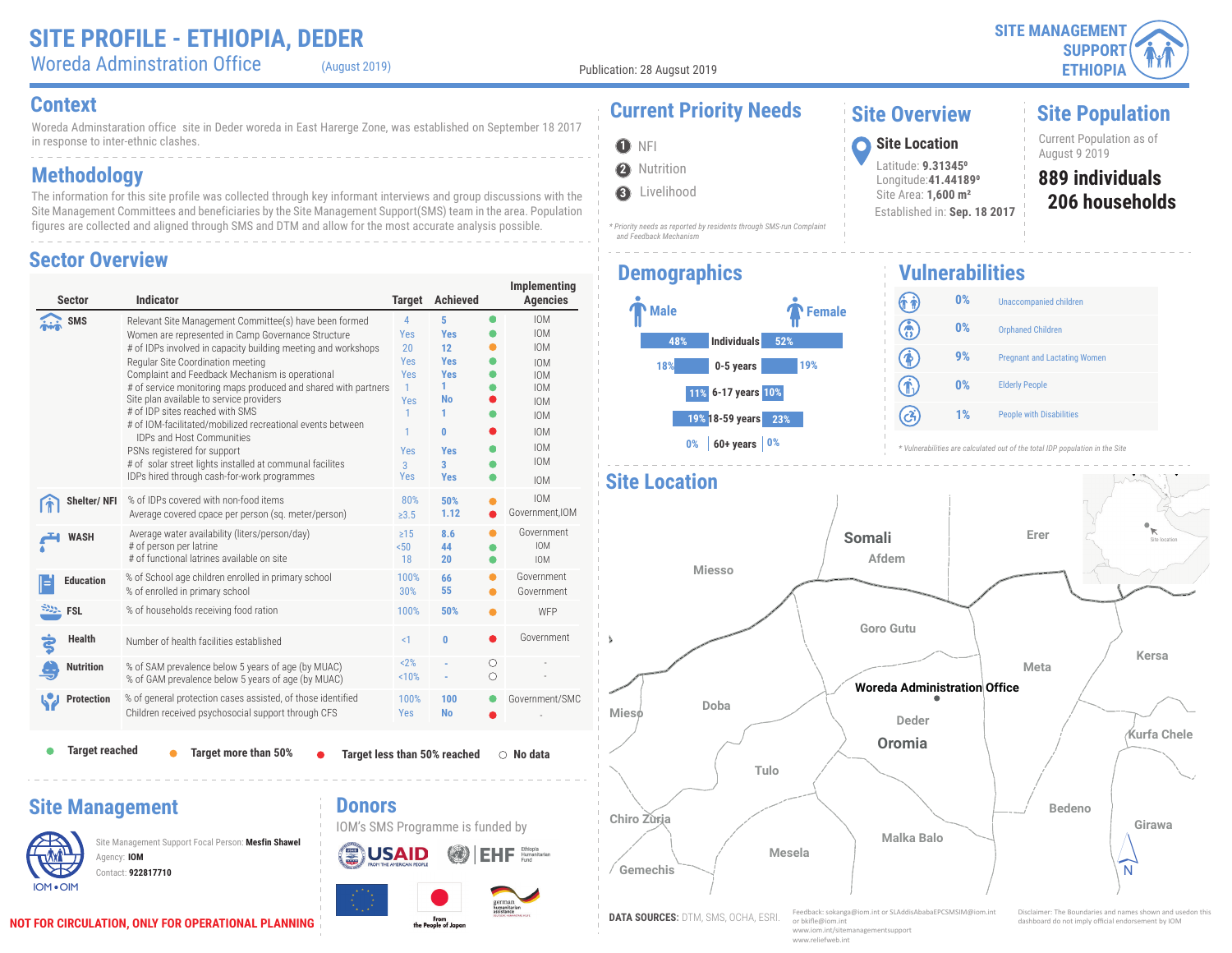# SITE PROFILE - ETHIOPIA, DEDER

Woreda Adminstration Office (August 2019)

Publication: 28 August 2019

SITE MANAGEMENT SUPPORT ETHIOPIA

## Context

Woreda Adminstaration office site in Deder woreda in East Harerge Zone, was established on September 18 2017 in response to inter-ethnic clashes.

## Methodology

The information for this site profile was collected through key informant interviews and group discussions with the Site Management Committees and beneficiaries by the Site Management Support(SMS) team in the area. Population figures are collected and aligned through SMS and DTM and allow for the most accurate analysis possible.

## Sector Overview

| Sector | Indicator | Target | Achieved | Status | Implementing Agencies |
|---|---|---|---|---|---|
| SMS | Relevant Site Management Committee(s) have been formed | 4 | 5 | Target reached | IOM |
| | Women are represented in Camp Governance Structure | Yes | Yes | Target reached | IOM |
| | # of IDPs involved in capacity building meeting and workshops | 20 | 12 | Target more than 50% | IOM |
| | Regular Site Coordination meeting | Yes | Yes | Target reached | IOM |
| | Complaint and Feedback Mechanism is operational | Yes | Yes | Target reached | IOM |
| | # of service monitoring maps produced and shared with partners | 1 | 1 | Target reached | IOM |
| | Site plan available to service providers | Yes | No | Target less than 50% reached | IOM |
| | # of IDP sites reached with SMS | 1 | 1 | Target reached | IOM |
| | # of IOM-facilitated/mobilized recreational events between IDPs and Host Communities | 1 | 0 | Target less than 50% reached | IOM |
| | PSNs registered for support | Yes | Yes | Target reached | IOM |
| | # of solar street lights installed at communal facilites | 3 | 3 | Target reached | IOM |
| | IDPs hired through cash-for-work programmes | Yes | Yes | Target reached | IOM |
| Shelter/ NFI | % of IDPs covered with non-food items | 80% | 50% | Target more than 50% | IOM |
| | Average covered cpace per person (sq. meter/person) | ≥3.5 | 1.12 | Target less than 50% reached | Government,IOM |
| WASH | Average water availability (liters/person/day) | ≥15 | 8.6 | Target more than 50% | Government |
| | # of person per latrine | <50 | 44 | Target reached | IOM |
| | # of functional latrines available on site | 18 | 20 | Target reached | IOM |
| Education | % of School age children enrolled in primary school | 100% | 66 | Target more than 50% | Government |
| | % of enrolled in primary school | 30% | 55 | Target more than 50% | Government |
| FSL | % of households receiving food ration | 100% | 50% | Target more than 50% | WFP |
| Health | Number of health facilities established | <1 | 0 | Target less than 50% reached | Government |
| Nutrition | % of SAM prevalence below 5 years of age (MUAC) | <2% | - | No data | - |
| | % of GAM prevalence below 5 years of age (MUAC) | <10% | - | No data | - |
| Protection | % of general protection cases assisted, of those identified | 100% | 100 | Target reached | Government/SMC |
| | Children received psychosocial support through CFS | Yes | No | Target less than 50% reached | - |

● Target reached ● Target more than 50% ● Target less than 50% reached ○ No data

## Current Priority Needs

1. NFI
2. Nutrition
3. Livelihood

*\* Priority needs as reported by residents through SMS-run Complaint and Feedback Mechanism*

## Site Overview

**Site Location**

Latitude: **9.31345º**
Longitude:**41.44189º**
Site Area: **1,600 m²**
Established in: **Sep. 18 2017**

## Site Population

Current Population as of August 9 2019

**889 individuals**
**206 households**

## Demographics

| Male | | Female |
|---|---|---|
| 48% | Individuals | 52% |
| 18% | 0-5 years | 19% |
| 11% | 6-17 years | 10% |
| 19% | 18-59 years | 23% |
| 0% | 60+ years | 0% |

## Vulnerabilities

| | |
|---|---|
| 0% | Unaccompanied children |
| 0% | Orphaned Children |
| 9% | Pregnant and Lactating Women |
| 0% | Elderly People |
| 1% | People with Disabilities |

*\* Vulnerabilities are calculated out of the total IDP population in the Site*

## Site Location

Somali, Afdem, Erer, Miesso, Goro Gutu, Meta, Kersa, Woreda Administration Office, Mieso, Doba, Deder, Oromia, Kurfa Chele, Tulo, Chiro Zuria, Bedeno, Girawa, Malka Balo, Mesela, Gemechis, Site location

## Site Management

Site Management Support Focal Person: **Mesfin Shawel**
Agency: **IOM**
Contact: **922817710**

## Donors

IOM's SMS Programme is funded by

USAID, EHF Ethiopia Humanitarian Fund, European Union, From the People of Japan, german humanitarian assistance

**NOT FOR CIRCULATION, ONLY FOR OPERATIONAL PLANNING**

**DATA SOURCES:** DTM, SMS, OCHA, ESRI.

Feedback: sokanga@iom.int or SLAddisAbabaEPCSMSIM@iom.int or bkifle@iom.int
www.iom.int/sitemanagementsupport
www.reliefweb.int

Disclaimer: The Boundaries and names shown and usedon this dashboard do not imply official endorsement by IOM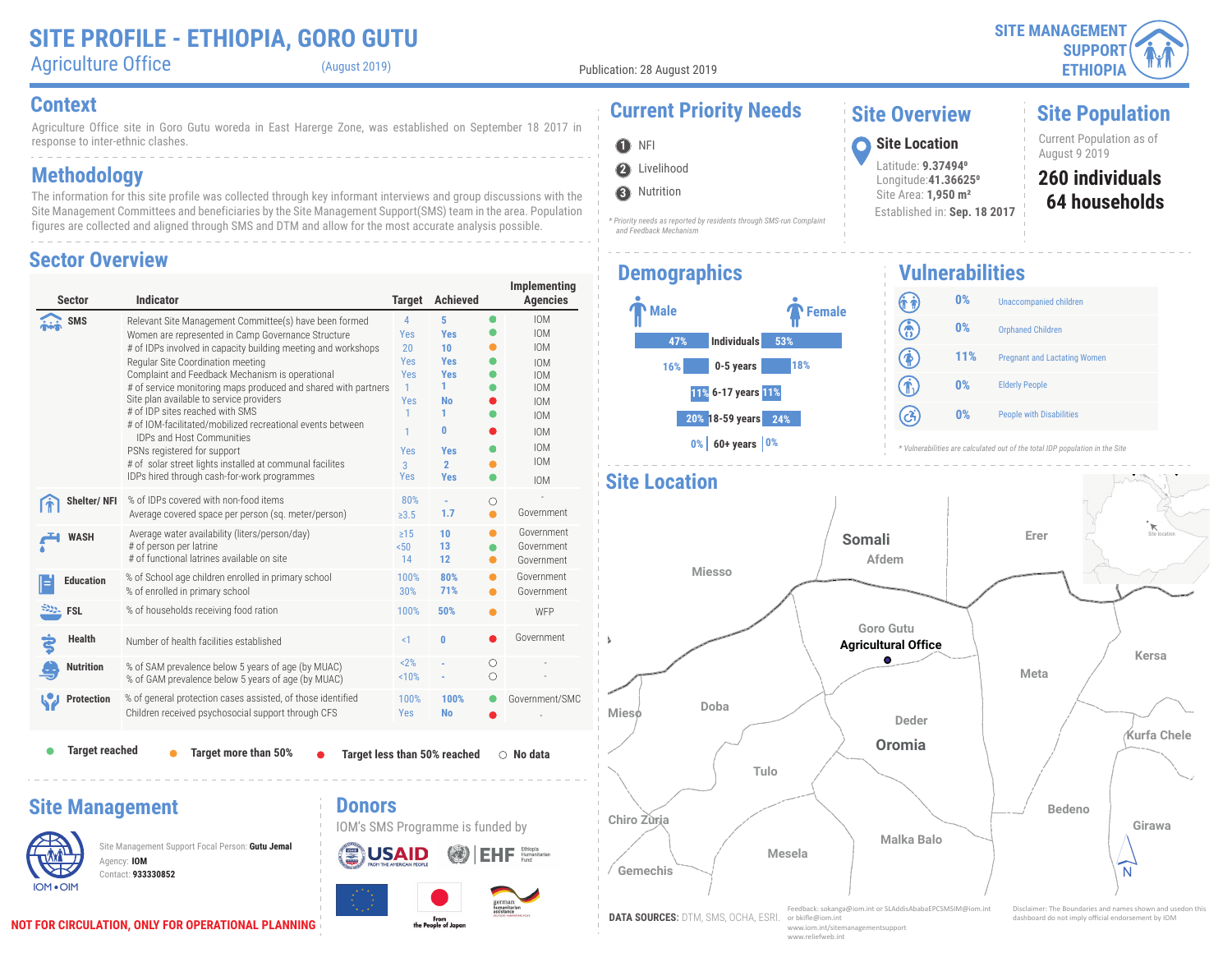# SITE PROFILE - ETHIOPIA, GORO GUTU

Agriculture Office (August 2019)

Publication: 28 August 2019

SITE MANAGEMENT SUPPORT ETHIOPIA

## Context

Agriculture Office site in Goro Gutu woreda in East Harerge Zone, was established on September 18 2017 in response to inter-ethnic clashes.

## Methodology

The information for this site profile was collected through key informant interviews and group discussions with the Site Management Committees and beneficiaries by the Site Management Support(SMS) team in the area. Population figures are collected and aligned through SMS and DTM and allow for the most accurate analysis possible.

## Sector Overview

| Sector | Indicator | Target | Achieved | Status | Implementing Agencies |
|---|---|---|---|---|---|
| SMS | Relevant Site Management Committee(s) have been formed | 4 | 5 | Target reached | IOM |
| | Women are represented in Camp Governance Structure | Yes | Yes | Target reached | IOM |
| | # of IDPs involved in capacity building meeting and workshops | 20 | 10 | Target more than 50% | IOM |
| | Regular Site Coordination meeting | Yes | Yes | Target reached | IOM |
| | Complaint and Feedback Mechanism is operational | Yes | Yes | Target reached | IOM |
| | # of service monitoring maps produced and shared with partners | 1 | 1 | Target reached | IOM |
| | Site plan available to service providers | Yes | No | Target less than 50% reached | IOM |
| | # of IDP sites reached with SMS | 1 | 1 | Target reached | IOM |
| | # of IOM-facilitated/mobilized recreational events between IDPs and Host Communities | 1 | 0 | Target less than 50% reached | IOM |
| | PSNs registered for support | Yes | Yes | Target reached | IOM |
| | # of solar street lights installed at communal facilites | 3 | 2 | Target reached | IOM |
| | IDPs hired through cash-for-work programmes | Yes | Yes | Target reached | IOM |
| Shelter/ NFI | % of IDPs covered with non-food items | 80% | - | No data | - |
| | Average covered space per person (sq. meter/person) | ≥3.5 | 1.7 | Target more than 50% | Government |
| WASH | Average water availability (liters/person/day) | ≥15 | 10 | Target more than 50% | Government |
| | # of person per latrine | <50 | 13 | Target reached | Government |
| | # of functional latrines available on site | 14 | 12 | Target more than 50% | Government |
| Education | % of School age children enrolled in primary school | 100% | 80% | Target more than 50% | Government |
| | % of enrolled in primary school | 30% | 71% | Target more than 50% | Government |
| FSL | % of households receiving food ration | 100% | 50% | Target more than 50% | WFP |
| Health | Number of health facilities established | <1 | 0 | Target less than 50% reached | Government |
| Nutrition | % of SAM prevalence below 5 years of age (by MUAC) | <2% | - | No data | - |
| | % of GAM prevalence below 5 years of age (by MUAC) | <10% | - | No data | - |
| Protection | % of general protection cases assisted, of those identified | 100% | 100% | Target reached | Government/SMC |
| | Children received psychosocial support through CFS | Yes | No | Target less than 50% reached | - |

● Target reached ● Target more than 50% ● Target less than 50% reached ○ No data

## Current Priority Needs

1. NFI
2. Livelihood
3. Nutrition

*\* Priority needs as reported by residents through SMS-run Complaint and Feedback Mechanism*

## Site Overview

**Site Location**

Latitude: **9.37494º**
Longitude: **41.36625º**
Site Area: **1,950 m²**
Established in: **Sep. 18 2017**

## Site Population

Current Population as of August 9 2019

**260 individuals**
**64 households**

## Demographics

| Male | | Female |
|---|---|---|
| 47% | Individuals | 53% |
| 16% | 0-5 years | 18% |
| 11% | 6-17 years | 11% |
| 20% | 18-59 years | 24% |
| 0% | 60+ years | 0% |

## Vulnerabilities

| % | Vulnerability |
|---|---|
| 0% | Unaccompanied children |
| 0% | Orphaned Children |
| 11% | Pregnant and Lactating Women |
| 0% | Elderly People |
| 0% | People with Disabilities |

*\* Vulnerabilities are calculated out of the total IDP population in the Site*

## Site Location

Somali, Afdem, Erer, Miesso, Goro Gutu Agricultural Office, Kersa, Meta, Mieso, Doba, Deder, Oromia, Kurfa Chele, Tulo, Chiro Zuria, Bedeno, Girawa, Malka Balo, Mesela, Gemechis

## Site Management

Site Management Support Focal Person: **Gutu Jemal**
Agency: **IOM**
Contact: **933330852**

## Donors

IOM's SMS Programme is funded by

USAID, EHF Ethiopia Humanitarian Fund, European Union, From the People of Japan, german humanitarian assistance

**DATA SOURCES:** DTM, SMS, OCHA, ESRI.

Feedback: sokanga@iom.int or SLAddisAbabaEPCSMSIM@iom.int or bkifle@iom.int
www.iom.int/sitemanagementsupport
www.reliefweb.int

Disclaimer: The Boundaries and names shown and usedon this dashboard do not imply official endorsement by IOM

**NOT FOR CIRCULATION, ONLY FOR OPERATIONAL PLANNING**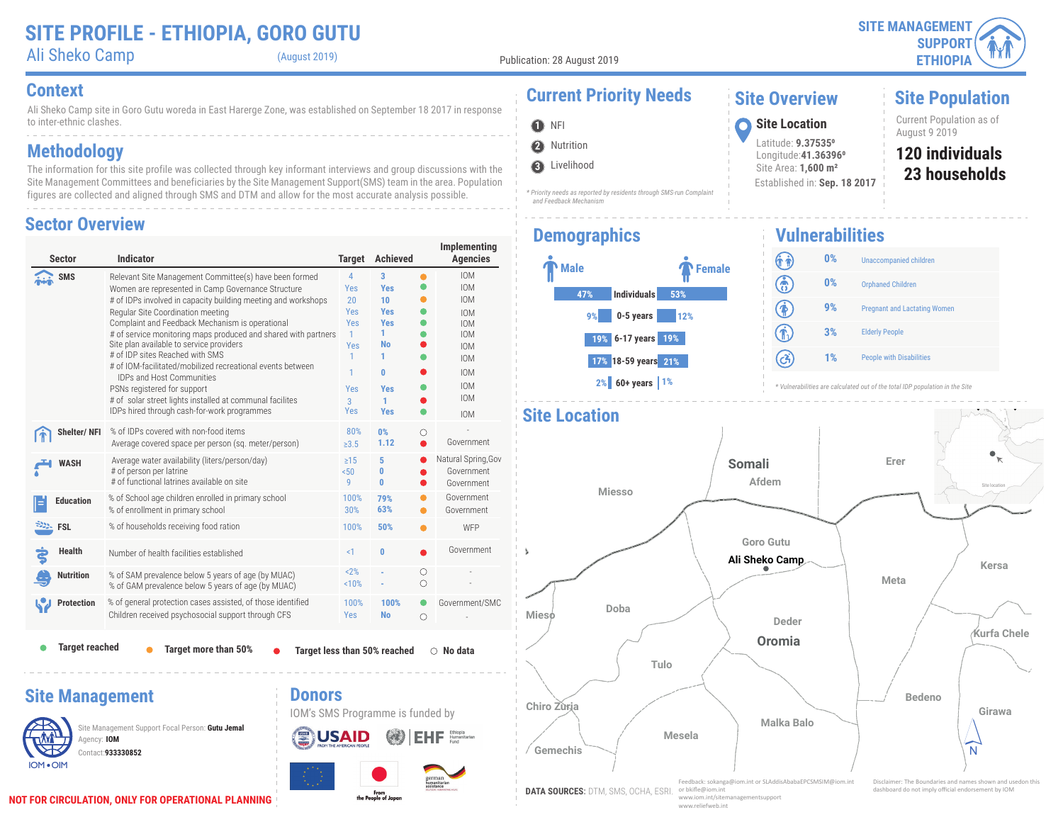# SITE PROFILE - ETHIOPIA, GORO GUTU

Ali Sheko Camp (August 2019)

Publication: 28 August 2019

SITE MANAGEMENT SUPPORT ETHIOPIA

## Context

Ali Sheko Camp site in Goro Gutu woreda in East Harerge Zone, was established on September 18 2017 in response to inter-ethnic clashes.

## Methodology

The information for this site profile was collected through key informant interviews and group discussions with the Site Management Committees and beneficiaries by the Site Management Support(SMS) team in the area. Population figures are collected and aligned through SMS and DTM and allow for the most accurate analysis possible.

## Sector Overview

| Sector | Indicator | Target | Achieved | Status | Implementing Agencies |
|---|---|---|---|---|---|
| SMS | Relevant Site Management Committee(s) have been formed | 4 | 3 | Target more than 50% | IOM |
| | Women are represented in Camp Governance Structure | Yes | Yes | Target reached | IOM |
| | # of IDPs involved in capacity building meeting and workshops | 20 | 10 | Target more than 50% | IOM |
| | Regular Site Coordination meeting | Yes | Yes | Target reached | IOM |
| | Complaint and Feedback Mechanism is operational | Yes | Yes | Target reached | IOM |
| | # of service monitoring maps produced and shared with partners | 1 | 1 | Target reached | IOM |
| | Site plan available to service providers | Yes | No | Target less than 50% reached | IOM |
| | # of IDP sites Reached with SMS | 1 | 1 | Target reached | IOM |
| | # of IOM-facilitated/mobilized recreational events between IDPs and Host Communities | 1 | 0 | Target less than 50% reached | IOM |
| | PSNs registered for support | Yes | Yes | Target reached | IOM |
| | # of solar street lights installed at communal facilites | 3 | 1 | Target less than 50% reached | IOM |
| | IDPs hired through cash-for-work programmes | Yes | Yes | Target reached | IOM |
| Shelter/ NFI | % of IDPs covered with non-food items | 80% | 0% | No data | - |
| | Average covered space per person (sq. meter/person) | ≥3.5 | 1.12 | Target less than 50% reached | Government |
| WASH | Average water availability (liters/person/day) | ≥15 | 5 | Target less than 50% reached | Natural Spring,Gov |
| | # of person per latrine | <50 | 0 | Target less than 50% reached | Government |
| | # of functional latrines available on site | 9 | 0 | Target less than 50% reached | Government |
| Education | % of School age children enrolled in primary school | 100% | 79% | Target more than 50% | Government |
| | % of enrollment in primary school | 30% | 63% | Target more than 50% | Government |
| FSL | % of households receiving food ration | 100% | 50% | Target more than 50% | WFP |
| Health | Number of health facilities established | <1 | 0 | Target less than 50% reached | Government |
| Nutrition | % of SAM prevalence below 5 years of age (by MUAC) | <2% | - | No data | - |
| | % of GAM prevalence below 5 years of age (by MUAC) | <10% | - | No data | - |
| Protection | % of general protection cases assisted, of those identified | 100% | 100% | Target reached | Government/SMC |
| | Children received psychosocial support through CFS | Yes | No | No data | - |

● Target reached ● Target more than 50% ● Target less than 50% reached ○ No data

## Current Priority Needs

1. NFI
2. Nutrition
3. Livelihood

*\* Priority needs as reported by residents through SMS-run Complaint and Feedback Mechanism*

## Site Overview

**Site Location**

Latitude: **9.37535º**
Longitude: **41.36396º**
Site Area: **1,600 m²**
Established in: **Sep. 18 2017**

## Site Population

Current Population as of August 9 2019

**120 individuals**
**23 households**

## Demographics

| Male | | Female |
|---|---|---|
| 47% | Individuals | 53% |
| 9% | 0-5 years | 12% |
| 19% | 6-17 years | 19% |
| 17% | 18-59 years | 21% |
| 2% | 60+ years | 1% |

## Vulnerabilities

| % | Category |
|---|---|
| 0% | Unaccompanied children |
| 0% | Orphaned Children |
| 9% | Pregnant and Lactating Women |
| 3% | Elderly People |
| 1% | People with Disabilities |

*\* Vulnerabilities are calculated out of the total IDP population in the Site*

## Site Location

Somali, Afdem, Erer, Miesso, Goro Gutu, Ali Sheko Camp, Meta, Kersa, Mieso, Doba, Deder, Oromia, Kurfa Chele, Tulo, Chiro Zuria, Bedeno, Girawa, Malka Balo, Mesela, Gemechis, Site location, N

## Site Management

Site Management Support Focal Person: **Gutu Jemal**
Agency: **IOM**
Contact:**933330852**

## Donors

IOM's SMS Programme is funded by

USAID, EHF Ethiopia Humanitarian Fund, From the People of Japan, german humanitarian assistance

**DATA SOURCES:** DTM, SMS, OCHA, ESRI.

Feedback: sokanga@iom.int or SLAddisAbabaEPCSMSIM@iom.int or bkiflle@iom.int
www.iom.int/sitemanagementsupport
www.reliefweb.int

Disclaimer: The Boundaries and names shown and usedon this dashboard do not imply official endorsement by IOM

**NOT FOR CIRCULATION, ONLY FOR OPERATIONAL PLANNING**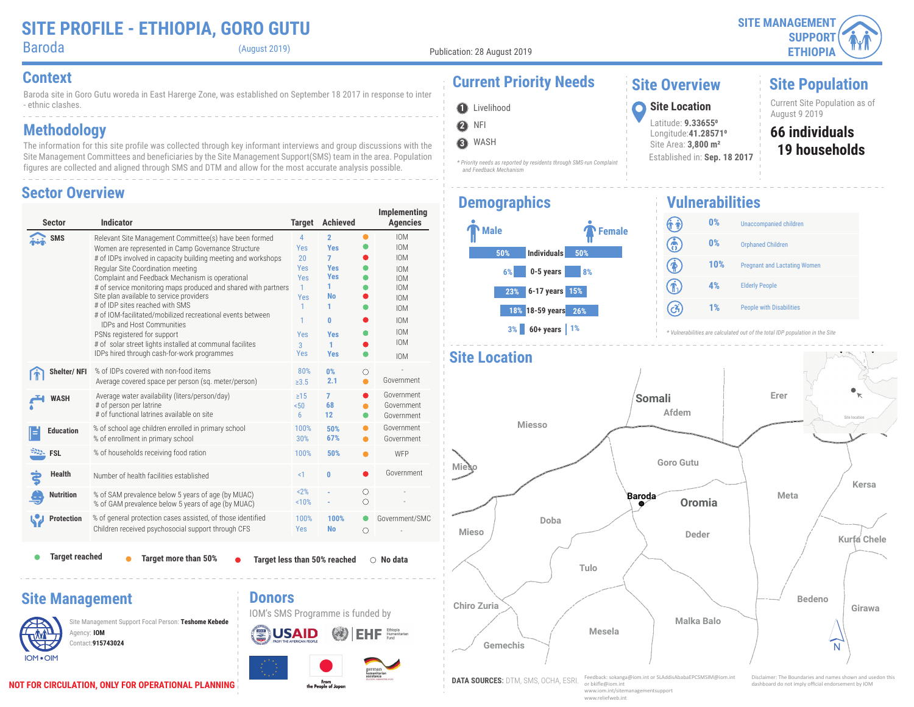# SITE PROFILE - ETHIOPIA, GORO GUTU

Baroda (August 2019)

Publication: 28 August 2019

SITE MANAGEMENT SUPPORT ETHIOPIA

## Context

Baroda site in Goro Gutu woreda in East Harerge Zone, was established on September 18 2017 in response to inter - ethnic clashes.

## Methodology

The information for this site profile was collected through key informant interviews and group discussions with the Site Management Committees and beneficiaries by the Site Management Support(SMS) team in the area. Population figures are collected and aligned through SMS and DTM and allow for the most accurate analysis possible.

## Sector Overview

| Sector | Indicator | Target | Achieved | Status | Implementing Agencies |
|---|---|---|---|---|---|
| SMS | Relevant Site Management Committee(s) have been formed | 4 | 2 | Target more than 50% | IOM |
| | Women are represented in Camp Governance Structure | Yes | Yes | Target reached | IOM |
| | # of IDPs involved in capacity building meeting and workshops | 20 | 7 | Target less than 50% reached | IOM |
| | Regular Site Coordination meeting | Yes | Yes | Target reached | IOM |
| | Complaint and Feedback Mechanism is operational | Yes | Yes | Target reached | IOM |
| | # of service monitoring maps produced and shared with partners | 1 | 1 | Target reached | IOM |
| | Site plan available to service providers | Yes | No | Target less than 50% reached | IOM |
| | # of IDP sites reached with SMS | 1 | 1 | Target reached | IOM |
| | # of IOM-facilitated/mobilized recreational events between IDPs and Host Communities | 1 | 0 | Target less than 50% reached | IOM |
| | PSNs registered for support | Yes | Yes | Target reached | IOM |
| | # of solar street lights installed at communal facilites | 3 | 1 | Target less than 50% reached | IOM |
| | IDPs hired through cash-for-work programmes | Yes | Yes | Target reached | IOM |
| Shelter/ NFI | % of IDPs covered with non-food items | 80% | 0% | No data | - |
| | Average covered space per person (sq. meter/person) | ≥3.5 | 2.1 | Target more than 50% | Government |
| WASH | Average water availability (liters/person/day) | ≥15 | 7 | Target less than 50% reached | Government |
| | # of person per latrine | <50 | 68 | Target more than 50% | Government |
| | # of functional latrines available on site | 6 | 12 | Target more than 50% | Government |
| Education | % of school age children enrolled in primary school | 100% | 50% | Target more than 50% | Government |
| | % of enrollment in primary school | 30% | 67% | Target more than 50% | Government |
| FSL | % of households receiving food ration | 100% | 50% | Target more than 50% | WFP |
| Health | Number of health facilities established | <1 | 0 | Target less than 50% reached | Government |
| Nutrition | % of SAM prevalence below 5 years of age (by MUAC) | <2% | - | No data | - |
| | % of GAM prevalence below 5 years of age (by MUAC) | <10% | - | No data | - |
| Protection | % of general protection cases assisted, of those identified | 100% | 100% | Target reached | Government/SMC |
| | Children received psychosocial support through CFS | Yes | No | No data | - |

Legend: Target reached · Target more than 50% · Target less than 50% reached · No data

## Current Priority Needs

1. Livelihood
2. NFI
3. WASH

*\* Priority needs as reported by residents through SMS-run Complaint and Feedback Mechanism*

## Site Overview

**Site Location**

Latitude: **9.33655º**
Longitude: **41.28571º**
Site Area: **3,800 m²**
Established in: **Sep. 18 2017**

## Site Population

Current Site Population as of August 9 2019

**66 individuals**
**19 households**

## Demographics

| Male | | Female |
|---|---|---|
| 50% | Individuals | 50% |
| 6% | 0-5 years | 8% |
| 23% | 6-17 years | 15% |
| 18% | 18-59 years | 26% |
| 3% | 60+ years | 1% |

## Vulnerabilities

| % | Category |
|---|---|
| 0% | Unaccompanied children |
| 0% | Orphaned Children |
| 10% | Pregnant and Lactating Women |
| 4% | Elderly People |
| 1% | People with Disabilities |

*\* Vulnerabilities are calculated out of the total IDP population in the Site*

## Site Location

Somali, Afdem, Erer, Miesso, Goro Gutu, Baroda, Oromia, Meta, Kersa, Doba, Mieso, Deder, Kurfa Chele, Tulo, Chiro Zuria, Bedeno, Girawa, Malka Balo, Mesela, Gemechis, Site location, N

## Site Management

Site Management Support Focal Person: **Teshome Kebede**
Agency: **IOM**
Contact: **915743024**

IOM • OIM

## Donors

IOM's SMS Programme is funded by

USAID FROM THE AMERICAN PEOPLE · EHF Ethiopia Humanitarian Fund · From the People of Japan · german humanitarian assistance

**NOT FOR CIRCULATION, ONLY FOR OPERATIONAL PLANNING**

**DATA SOURCES:** DTM, SMS, OCHA, ESRI.

Feedback: sokanga@iom.int or SLAddisAbabaEPCSMSIM@iom.int or bkifle@iom.int
www.iom.int/sitemanagementsupport
www.reliefweb.int

Disclaimer: The Boundaries and names shown and usedon this dashboard do not imply official endorsement by IOM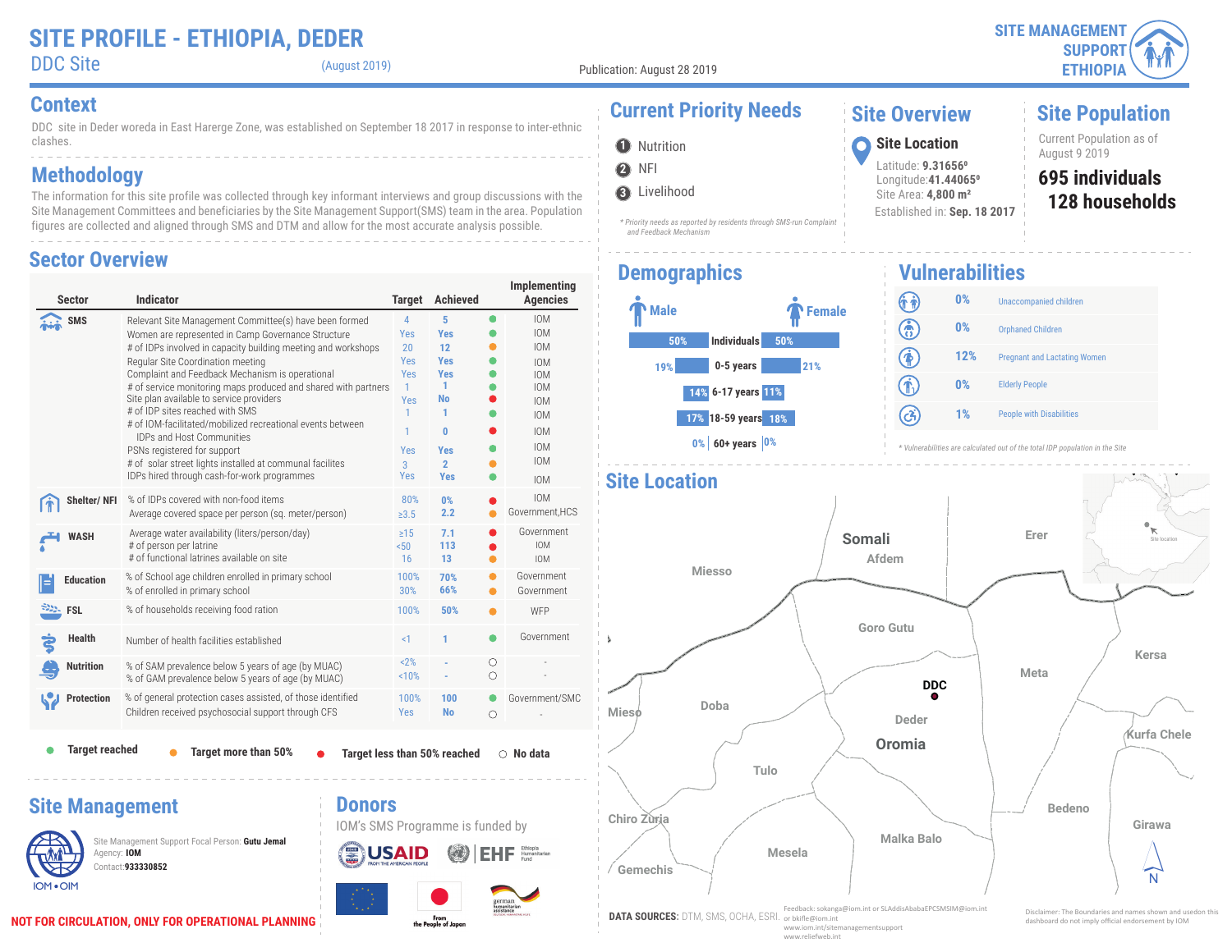# SITE PROFILE - ETHIOPIA, DEDER

DDC Site (August 2019)

Publication: August 28 2019

SITE MANAGEMENT SUPPORT ETHIOPIA

## Context

DDC site in Deder woreda in East Harerge Zone, was established on September 18 2017 in response to inter-ethnic clashes.

## Methodology

The information for this site profile was collected through key informant interviews and group discussions with the Site Management Committees and beneficiaries by the Site Management Support(SMS) team in the area. Population figures are collected and aligned through SMS and DTM and allow for the most accurate analysis possible.

## Sector Overview

| Sector | Indicator | Target | Achieved | Status | Implementing Agencies |
|---|---|---|---|---|---|
| SMS | Relevant Site Management Committee(s) have been formed | 4 | 5 | Target reached | IOM |
| | Women are represented in Camp Governance Structure | Yes | Yes | Target reached | IOM |
| | # of IDPs involved in capacity building meeting and workshops | 20 | 12 | Target more than 50% | IOM |
| | Regular Site Coordination meeting | Yes | Yes | Target reached | IOM |
| | Complaint and Feedback Mechanism is operational | Yes | Yes | Target reached | IOM |
| | # of service monitoring maps produced and shared with partners | 1 | 1 | Target reached | IOM |
| | Site plan available to service providers | Yes | No | Target less than 50% reached | IOM |
| | # of IDP sites reached with SMS | 1 | 1 | Target reached | IOM |
| | # of IOM-facilitated/mobilized recreational events between IDPs and Host Communities | 1 | 0 | Target less than 50% reached | IOM |
| | PSNs registered for support | Yes | Yes | Target reached | IOM |
| | # of solar street lights installed at communal facilites | 3 | 2 | Target more than 50% | IOM |
| | IDPs hired through cash-for-work programmes | Yes | Yes | Target reached | IOM |
| Shelter/ NFI | % of IDPs covered with non-food items | 80% | 0% | Target less than 50% reached | IOM |
| | Average covered space per person (sq. meter/person) | ≥3.5 | 2.2 | Target more than 50% | Government,HCS |
| WASH | Average water availability (liters/person/day) | ≥15 | 7.1 | Target less than 50% reached | Government |
| | # of person per latrine | <50 | 113 | Target less than 50% reached | IOM |
| | # of functional latrines available on site | 16 | 13 | Target more than 50% | IOM |
| Education | % of School age children enrolled in primary school | 100% | 70% | Target more than 50% | Government |
| | % of enrolled in primary school | 30% | 66% | Target more than 50% | Government |
| FSL | % of households receiving food ration | 100% | 50% | Target more than 50% | WFP |
| Health | Number of health facilities established | <1 | 1 | Target reached | Government |
| Nutrition | % of SAM prevalence below 5 years of age (by MUAC) | <2% | - | No data | - |
| | % of GAM prevalence below 5 years of age (by MUAC) | <10% | - | No data | - |
| Protection | % of general protection cases assisted, of those identified | 100% | 100 | Target reached | Government/SMC |
| | Children received psychosocial support through CFS | Yes | No | No data | - |

● Target reached ● Target more than 50% ● Target less than 50% reached ○ No data

## Current Priority Needs

1. Nutrition
2. NFI
3. Livelihood

*\* Priority needs as reported by residents through SMS-run Complaint and Feedback Mechanism*

## Site Overview

### Site Location

Latitude: **9.31656º**
Longitude: **41.44065º**
Site Area: **4,800 m²**
Established in: **Sep. 18 2017**

## Site Population

Current Population as of August 9 2019

**695 individuals**
**128 households**

## Demographics

| Male | | Female |
|---|---|---|
| 50% | Individuals | 50% |
| 19% | 0-5 years | 21% |
| 14% | 6-17 years | 11% |
| 17% | 18-59 years | 18% |
| 0% | 60+ years | 0% |

## Vulnerabilities

| % | Vulnerability |
|---|---|
| 0% | Unaccompanied children |
| 0% | Orphaned Children |
| 12% | Pregnant and Lactating Women |
| 0% | Elderly People |
| 1% | People with Disabilities |

*\* Vulnerabilities are calculated out of the total IDP population in the Site*

## Site Location

Somali, Afdem, Erer, Miesso, Goro Gutu, Kersa, Meta, DDC, Mieso, Doba, Deder, Oromia, Kurfa Chele, Tulo, Chiro Zuria, Bedeno, Girawa, Malka Balo, Mesela, Gemechis, Site location

**DATA SOURCES:** DTM, SMS, OCHA, ESRI.

Feedback: sokanga@iom.int or SLAddisAbabaEPCSMSIM@iom.int or bkiflie@iom.int
www.iom.int/sitemanagementsupport
www.reliefweb.int

Disclaimer: The Boundaries and names shown and usedon this dashboard do not imply official endorsement by IOM

## Site Management

Site Management Support Focal Person: **Gutu Jemal**
Agency: **IOM**
Contact:**933330852**

## Donors

IOM's SMS Programme is funded by

USAID, EHF Ethiopia Humanitarian Fund, From the People of Japan, german humanitarian assistance

**NOT FOR CIRCULATION, ONLY FOR OPERATIONAL PLANNING**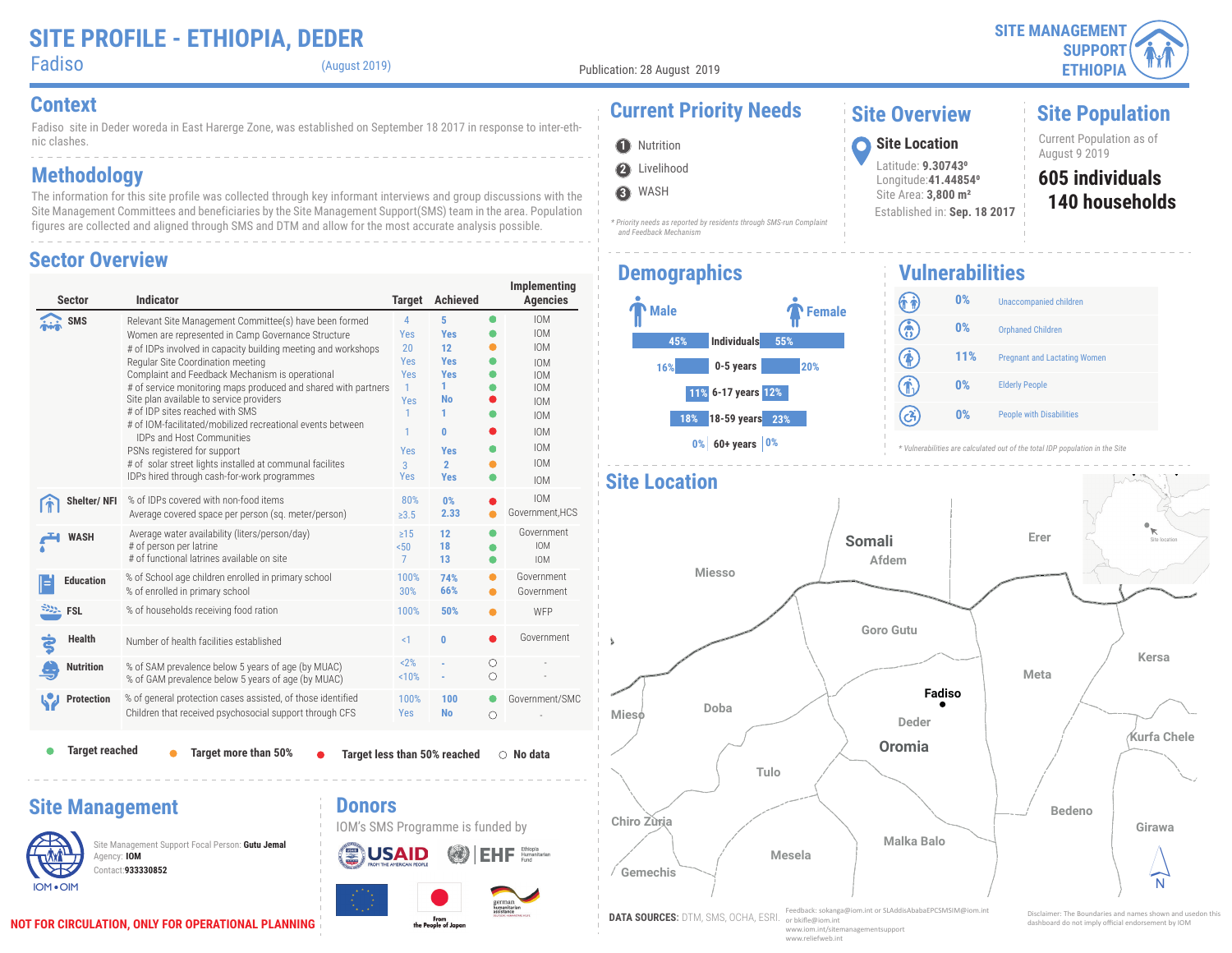# SITE PROFILE - ETHIOPIA, DEDER

Fadiso (August 2019)

Publication: 28 August 2019

SITE MANAGEMENT SUPPORT ETHIOPIA

## Context

Fadiso site in Deder woreda in East Hararge Zone, was established on September 18 2017 in response to inter-ethnic clashes.

## Methodology

The information for this site profile was collected through key informant interviews and group discussions with the Site Management Committees and beneficiaries by the Site Management Support(SMS) team in the area. Population figures are collected and aligned through SMS and DTM and allow for the most accurate analysis possible.

## Sector Overview

| Sector | Indicator | Target | Achieved | Status | Implementing Agencies |
|---|---|---|---|---|---|
| SMS | Relevant Site Management Committee(s) have been formed | 4 | 5 | Target reached | IOM |
| | Women are represented in Camp Governance Structure | Yes | Yes | Target reached | IOM |
| | # of IDPs involved in capacity building meeting and workshops | 20 | 12 | Target more than 50% | IOM |
| | Regular Site Coordination meeting | Yes | Yes | Target reached | IOM |
| | Complaint and Feedback Mechanism is operational | Yes | Yes | Target reached | IOM |
| | # of service monitoring maps produced and shared with partners | 1 | 1 | Target reached | IOM |
| | Site plan available to service providers | Yes | No | Target less than 50% reached | IOM |
| | # of IDP sites reached with SMS | 1 | 1 | Target reached | IOM |
| | # of IOM-facilitated/mobilized recreational events between IDPs and Host Communities | 1 | 0 | Target less than 50% reached | IOM |
| | PSNs registered for support | Yes | Yes | Target reached | IOM |
| | # of solar street lights installed at communal facilites | 3 | 2 | Target more than 50% | IOM |
| | IDPs hired through cash-for-work programmes | Yes | Yes | Target reached | IOM |
| Shelter/ NFI | % of IDPs covered with non-food items | 80% | 0% | Target less than 50% reached | IOM |
| | Average covered space per person (sq. meter/person) | ≥3.5 | 2.33 | Target more than 50% | Government,HCS |
| WASH | Average water availability (liters/person/day) | ≥15 | 12 | Target more than 50% | Government |
| | # of person per latrine | <50 | 18 | Target reached | IOM |
| | # of functional latrines available on site | 7 | 13 | Target reached | IOM |
| Education | % of School age children enrolled in primary school | 100% | 74% | Target more than 50% | Government |
| | % of enrolled in primary school | 30% | 66% | Target more than 50% | Government |
| FSL | % of households receiving food ration | 100% | 50% | Target more than 50% | WFP |
| Health | Number of health facilities established | <1 | 0 | Target less than 50% reached | Government |
| Nutrition | % of SAM prevalence below 5 years of age (by MUAC) | <2% | - | No data | - |
| | % of GAM prevalence below 5 years of age (by MUAC) | <10% | - | No data | - |
| Protection | % of general protection cases assisted, of those identified | 100% | 100 | Target reached | Government/SMC |
| | Children that received psychosocial support through CFS | Yes | No | No data | - |

Legend: ● Target reached ● Target more than 50% ● Target less than 50% reached ○ No data

## Current Priority Needs

1. Nutrition
2. Livelihood
3. WASH

*\* Priority needs as reported by residents through SMS-run Complaint and Feedback Mechanism*

## Site Overview

### Site Location

Latitude: **9.30743º**
Longitude: **41.44854º**
Site Area: **3,800 m²**
Established in: **Sep. 18 2017**

## Site Population

Current Population as of August 9 2019

**605 individuals**
**140 households**

## Demographics

| Male | | Female |
|---|---|---|
| 45% | Individuals | 55% |
| 16% | 0-5 years | 20% |
| 11% | 6-17 years | 12% |
| 18% | 18-59 years | 23% |
| 0% | 60+ years | 0% |

## Vulnerabilities

| % | Vulnerability |
|---|---|
| 0% | Unaccompanied children |
| 0% | Orphaned Children |
| 11% | Pregnant and Lactating Women |
| 0% | Elderly People |
| 0% | People with Disabilities |

*\* Vulnerabilities are calculated out of the total IDP population in the Site*

## Site Location

Somali, Afdem, Erer, Miesso, Goro Gutu, Kersa, Meta, Fadiso, Mieso, Doba, Deder, Oromia, Kurfa Chele, Tulo, Chiro Zuria, Bedeno, Girawa, Malka Balo, Mesela, Gemechis

## Site Management

Site Management Support Focal Person: **Gutu Jemal**
Agency: **IOM**
Contact:**933330852**

## Donors

IOM's SMS Programme is funded by

USAID, EHF Ethiopia Humanitarian Fund, European Union, From the People of Japan, german humanitarian assistance

**NOT FOR CIRCULATION, ONLY FOR OPERATIONAL PLANNING**

**DATA SOURCES:** DTM, SMS, OCHA, ESRI.

Feedback: sokanga@iom.int or SLAddisAbabaEPCSMSIM@iom.int or bkifle@iom.int
www.iom.int/sitemanagementsupport
www.reliefweb.int

Disclaimer: The Boundaries and names shown and usedon this dashboard do not imply official endorsement by IOM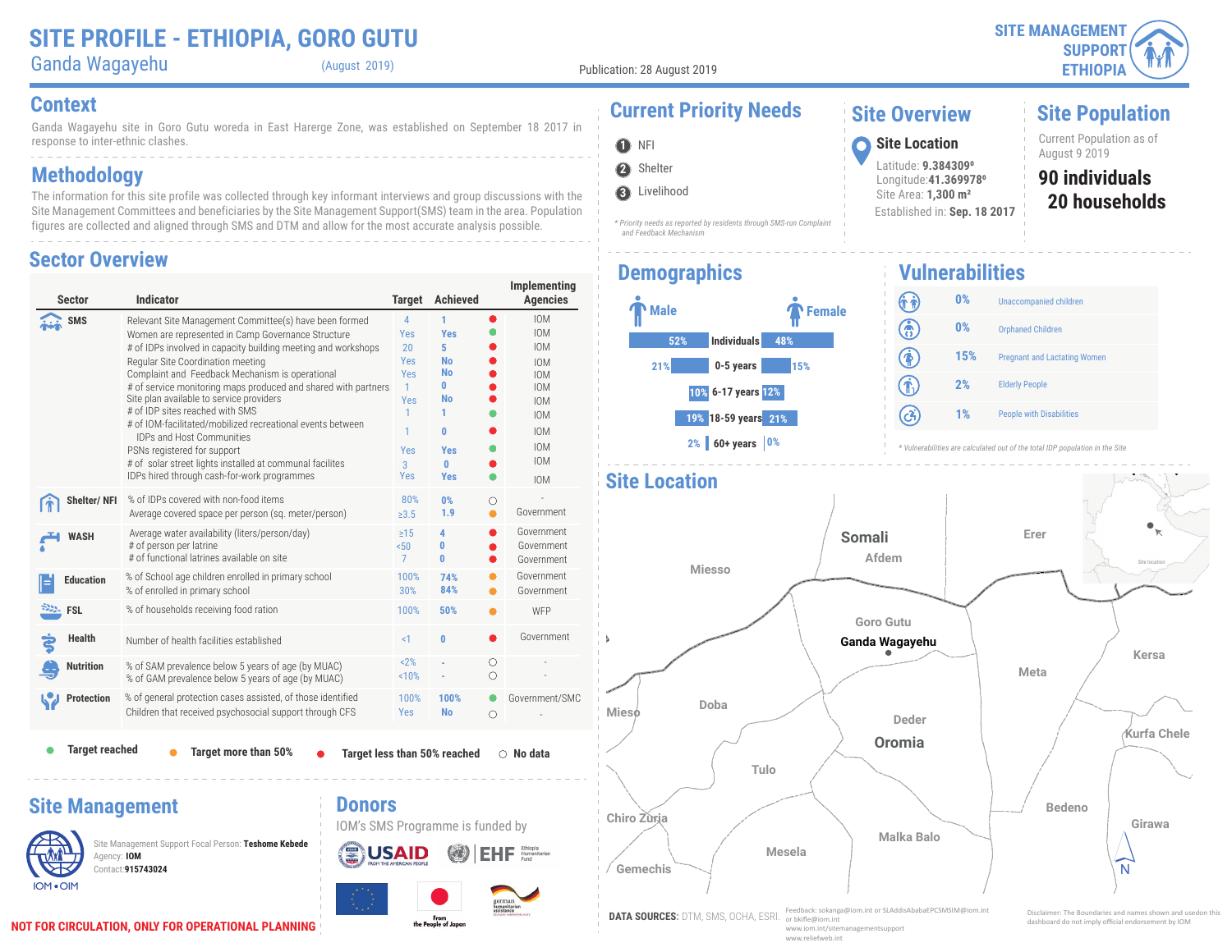# SITE PROFILE - ETHIOPIA, GORO GUTU

Ganda Wagayehu (August 2019)

Publication: 28 August 2019

SITE MANAGEMENT SUPPORT ETHIOPIA

## Context

Ganda Wagayehu site in Goro Gutu woreda in East Harerge Zone, was established on September 18 2017 in response to inter-ethnic clashes.

## Methodology

The information for this site profile was collected through key informant interviews and group discussions with the Site Management Committees and beneficiaries by the Site Management Support(SMS) team in the area. Population figures are collected and aligned through SMS and DTM and allow for the most accurate analysis possible.

## Current Priority Needs

1. NFI
2. Shelter
3. Livelihood

*\* Priority needs as reported by residents through SMS-run Complaint and Feedback Mechanism*

## Site Overview

**Site Location**

Latitude: **9.384309º**
Longitude: **41.369978º**
Site Area: **1,300 m²**
Established in: **Sep. 18 2017**

## Site Population

Current Population as of August 9 2019

**90 individuals**
**20 households**

## Sector Overview

| Sector | Indicator | Target | Achieved | Status | Implementing Agencies |
|---|---|---|---|---|---|
| SMS | Relevant Site Management Committee(s) have been formed | 4 | 1 | Target less than 50% reached | IOM |
| | Women are represented in Camp Governance Structure | Yes | Yes | Target reached | IOM |
| | # of IDPs involved in capacity building meeting and workshops | 20 | 5 | Target less than 50% reached | IOM |
| | Regular Site Coordination meeting | Yes | No | Target less than 50% reached | IOM |
| | Complaint and Feedback Mechanism is operational | Yes | No | Target less than 50% reached | IOM |
| | # of service monitoring maps produced and shared with partners | 1 | 0 | Target less than 50% reached | IOM |
| | Site plan available to service providers | Yes | No | Target less than 50% reached | IOM |
| | # of IDP sites reached with SMS | 1 | 1 | Target reached | IOM |
| | # of IOM-facilitated/mobilized recreational events between IDPs and Host Communities | 1 | 0 | Target less than 50% reached | IOM |
| | PSNs registered for support | Yes | Yes | Target reached | IOM |
| | # of solar street lights installed at communal facilites | 3 | 0 | Target less than 50% reached | IOM |
| | IDPs hired through cash-for-work programmes | Yes | Yes | Target reached | IOM |
| Shelter/ NFI | % of IDPs covered with non-food items | 80% | 0% | No data | - |
| | Average covered space per person (sq. meter/person) | ≥3.5 | 1.9 | Target more than 50% | Government |
| WASH | Average water availability (liters/person/day) | ≥15 | 4 | Target less than 50% reached | Government |
| | # of person per latrine | <50 | 0 | Target less than 50% reached | Government |
| | # of functional latrines available on site | 7 | 0 | Target less than 50% reached | Government |
| Education | % of School age children enrolled in primary school | 100% | 74% | Target more than 50% | Government |
| | % of enrolled in primary school | 30% | 84% | Target more than 50% | Government |
| FSL | % of households receiving food ration | 100% | 50% | Target more than 50% | WFP |
| Health | Number of health facilities established | <1 | 0 | Target less than 50% reached | Government |
| Nutrition | % of SAM prevalence below 5 years of age (by MUAC) | <2% | - | No data | - |
| | % of GAM prevalence below 5 years of age (by MUAC) | <10% | - | No data | - |
| Protection | % of general protection cases assisted, of those identified | 100% | 100% | Target reached | Government/SMC |
| | Children that received psychosocial support through CFS | Yes | No | No data | - |

Target reached | Target more than 50% | Target less than 50% reached | No data

## Demographics

| Male | | Female |
|---|---|---|
| 52% | Individuals | 48% |
| 21% | 0-5 years | 15% |
| 10% | 6-17 years | 12% |
| 19% | 18-59 years | 21% |
| 2% | 60+ years | 0% |

## Vulnerabilities

| % | Category |
|---|---|
| 0% | Unaccompanied children |
| 0% | Orphaned Children |
| 15% | Pregnant and Lactating Women |
| 2% | Elderly People |
| 1% | People with Disabilities |

*\* Vulnerabilities are calculated out of the total IDP population in the Site*

## Site Location

Somali, Afdem, Erer, Miesso, Goro Gutu, Ganda Wagayehu, Kersa, Meta, Mieso, Doba, Deder, Oromia, Kurfa Chele, Tulo, Chiro Zuria, Bedeno, Girawa, Malka Balo, Mesela, Gemechis, Site location

## Site Management

Site Management Support Focal Person: **Teshome Kebede**
Agency: **IOM**
Contact: **915743024**

## Donors

IOM's SMS Programme is funded by

USAID, EHF Ethiopia Humanitarian Fund, From the People of Japan, german humanitarian assistance

**NOT FOR CIRCULATION, ONLY FOR OPERATIONAL PLANNING**

**DATA SOURCES:** DTM, SMS, OCHA, ESRI.

Feedback: sokanga@iom.int or SLAddisAbabaEPCSMSIM@iom.int or bkiflle@iom.int
www.iom.int/sitemanagementsupport
www.reliefweb.int

Disclaimer: The Boundaries and names shown and usedon this dashboard do not imply official endorsement by IOM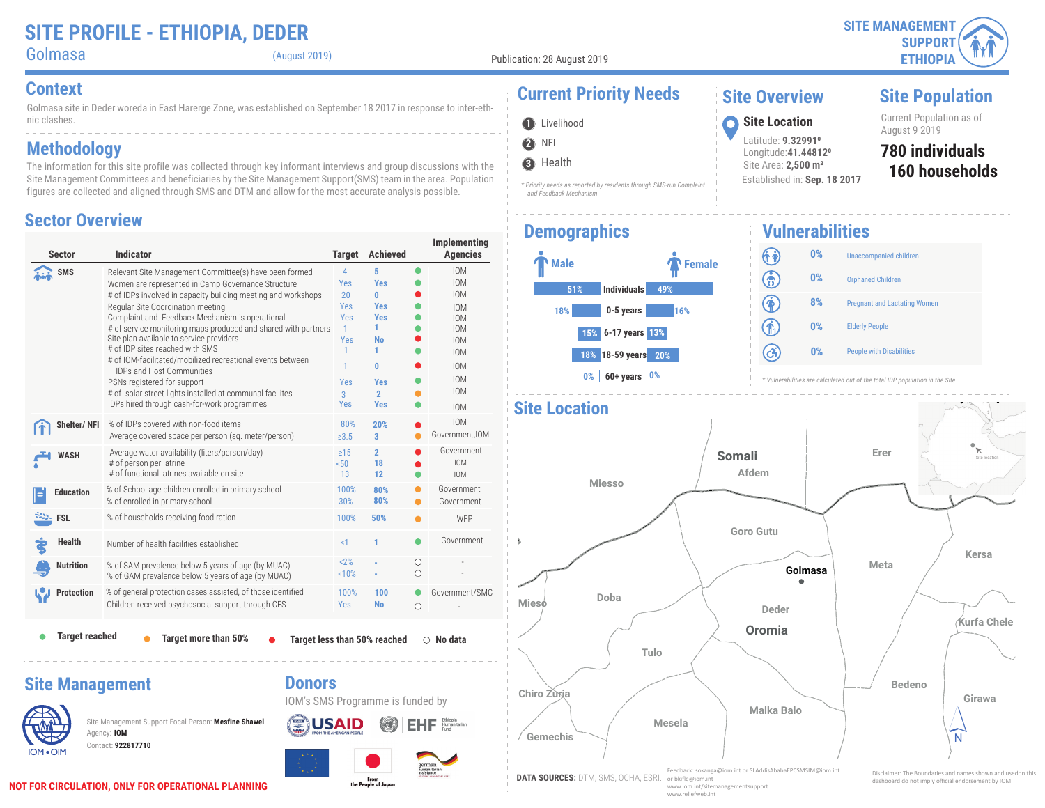# SITE PROFILE - ETHIOPIA, DEDER

Golmasa (August 2019)

Publication: 28 August 2019

SITE MANAGEMENT SUPPORT ETHIOPIA

## Context

Golmasa site in Deder woreda in East Harerge Zone, was established on September 18 2017 in response to inter-ethnic clashes.

## Methodology

The information for this site profile was collected through key informant interviews and group discussions with the Site Management Committees and beneficiaries by the Site Management Support(SMS) team in the area. Population figures are collected and aligned through SMS and DTM and allow for the most accurate analysis possible.

## Sector Overview

| Sector | Indicator | Target | Achieved | Status | Implementing Agencies |
|---|---|---|---|---|---|
| SMS | Relevant Site Management Committee(s) have been formed | 4 | 5 | Target reached | IOM |
| | Women are represented in Camp Governance Structure | Yes | Yes | Target reached | IOM |
| | # of IDPs involved in capacity building meeting and workshops | 20 | 0 | Target less than 50% reached | IOM |
| | Regular Site Coordination meeting | Yes | Yes | Target reached | IOM |
| | Complaint and Feedback Mechanism is operational | Yes | Yes | Target reached | IOM |
| | # of service monitoring maps produced and shared with partners | 1 | 1 | Target reached | IOM |
| | Site plan available to service providers | Yes | No | Target less than 50% reached | IOM |
| | # of IDP sites reached with SMS | 1 | 1 | Target reached | IOM |
| | # of IOM-facilitated/mobilized recreational events between IDPs and Host Communities | 1 | 0 | Target less than 50% reached | IOM |
| | PSNs registered for support | Yes | Yes | Target reached | IOM |
| | # of solar street lights installed at communal facilites | 3 | 2 | Target more than 50% | IOM |
| | IDPs hired through cash-for-work programmes | Yes | Yes | Target reached | IOM |
| Shelter/ NFI | % of IDPs covered with non-food items | 80% | 20% | Target less than 50% reached | IOM |
| | Average covered space per person (sq. meter/person) | ≥3.5 | 3 | Target more than 50% | Government,IOM |
| WASH | Average water availability (liters/person/day) | ≥15 | 2 | Target less than 50% reached | Government |
| | # of person per latrine | <50 | 18 | Target less than 50% reached | IOM |
| | # of functional latrines available on site | 13 | 12 | Target reached | IOM |
| Education | % of School age children enrolled in primary school | 100% | 80% | Target more than 50% | Government |
| | % of enrolled in primary school | 30% | 80% | Target more than 50% | Government |
| FSL | % of households receiving food ration | 100% | 50% | Target more than 50% | WFP |
| Health | Number of health facilities established | <1 | 1 | Target reached | Government |
| Nutrition | % of SAM prevalence below 5 years of age (by MUAC) | <2% | - | No data | - |
| | % of GAM prevalence below 5 years of age (by MUAC) | <10% | - | No data | - |
| Protection | % of general protection cases assisted, of those identified | 100% | 100 | Target reached | Government/SMC |
| | Children received psychosocial support through CFS | Yes | No | No data | - |

Legend: ● Target reached ● Target more than 50% ● Target less than 50% reached ○ No data

## Current Priority Needs

1. Livelihood
2. NFI
3. Health

*\* Priority needs as reported by residents through SMS-run Complaint and Feedback Mechanism*

## Site Overview

**Site Location**

Latitude: **9.32991º**
Longitude: **41.44812º**
Site Area: **2,500 m²**
Established in: **Sep. 18 2017**

## Site Population

Current Population as of August 9 2019

**780 individuals**
**160 households**

## Demographics

| Male | Age group | Female |
|---|---|---|
| 51% | Individuals | 49% |
| 18% | 0-5 years | 16% |
| 15% | 6-17 years | 13% |
| 18% | 18-59 years | 20% |
| 0% | 60+ years | 0% |

## Vulnerabilities

| % | Vulnerability |
|---|---|
| 0% | Unaccompanied children |
| 0% | Orphaned Children |
| 8% | Pregnant and Lactating Women |
| 0% | Elderly People |
| 0% | People with Disabilities |

*\* Vulnerabilities are calculated out of the total IDP population in the Site*

## Site Location

Somali, Afdem, Erer, Miesso, Goro Gutu, Golmasa, Meta, Kersa, Mieso, Doba, Deder, Oromia, Kurfa Chele, Tulo, Chiro Zuria, Bedeno, Girawa, Malka Balo, Mesela, Gemechis, Site location, N

## Site Management

Site Management Support Focal Person: **Mesfine Shawel**
Agency: **IOM**
Contact: **922817710**

## Donors

IOM's SMS Programme is funded by

USAID, EHF Ethiopia Humanitarian Fund, From the People of Japan, german humanitarian assistance

**DATA SOURCES:** DTM, SMS, OCHA, ESRI.

Feedback: sokanga@iom.int or SLAddisAbabaEPCSMSIM@iom.int or bkifle@iom.int
www.iom.int/sitemanagementsupport
www.reliefweb.int

Disclaimer: The Boundaries and names shown and usedon this dashboard do not imply official endorsement by IOM

**NOT FOR CIRCULATION, ONLY FOR OPERATIONAL PLANNING**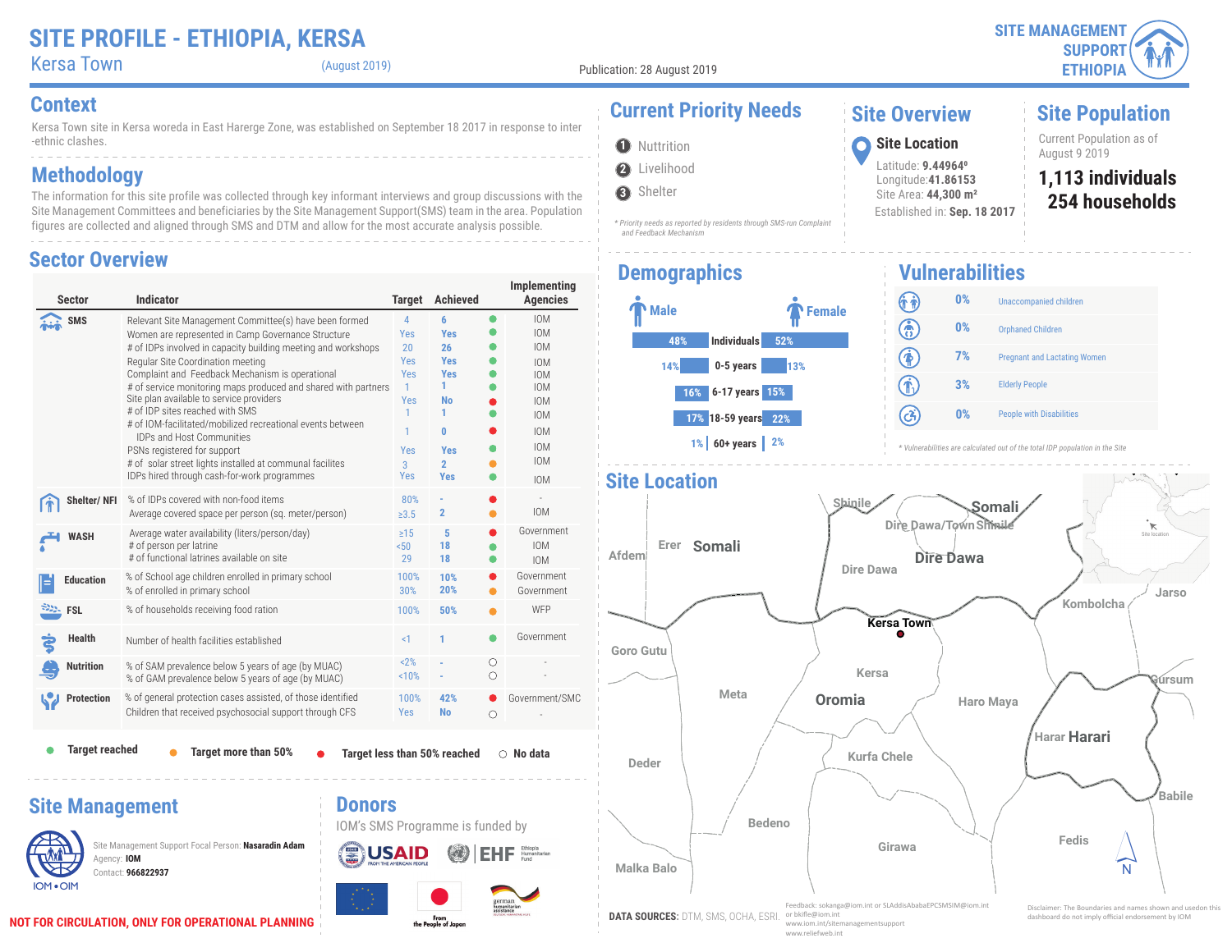# SITE PROFILE - ETHIOPIA, KERSA

Kersa Town (August 2019)

Publication: 28 August 2019

SITE MANAGEMENT SUPPORT ETHIOPIA

## Context

Kersa Town site in Kersa woreda in East Harerge Zone, was established on September 18 2017 in response to inter-ethnic clashes.

## Methodology

The information for this site profile was collected through key informant interviews and group discussions with the Site Management Committees and beneficiaries by the Site Management Support(SMS) team in the area. Population figures are collected and aligned through SMS and DTM and allow for the most accurate analysis possible.

## Current Priority Needs

1. Nuttrition
2. Livelihood
3. Shelter

*\* Priority needs as reported by residents through SMS-run Complaint and Feedback Mechanism*

## Site Overview

**Site Location**

Latitude: **9.44964º**
Longitude: **41.86153**
Site Area: **44,300 m²**
Established in: **Sep. 18 2017**

## Site Population

Current Population as of August 9 2019

**1,113 individuals**
**254 households**

## Sector Overview

| Sector | Indicator | Target | Achieved | Status | Implementing Agencies |
|---|---|---|---|---|---|
| SMS | Relevant Site Management Committee(s) have been formed | 4 | 6 | Target reached | IOM |
| | Women are represented in Camp Governance Structure | Yes | Yes | Target reached | IOM |
| | # of IDPs involved in capacity building meeting and workshops | 20 | 26 | Target reached | IOM |
| | Regular Site Coordination meeting | Yes | Yes | Target reached | IOM |
| | Complaint and Feedback Mechanism is operational | Yes | Yes | Target reached | IOM |
| | # of service monitoring maps produced and shared with partners | 1 | 1 | Target reached | IOM |
| | Site plan available to service providers | Yes | No | Target less than 50% reached | IOM |
| | # of IDP sites reached with SMS | 1 | 1 | Target reached | IOM |
| | # of IOM-facilitated/mobilized recreational events between IDPs and Host Communities | 1 | 0 | Target less than 50% reached | IOM |
| | PSNs registered for support | Yes | Yes | Target reached | IOM |
| | # of solar street lights installed at communal facilites | 3 | 2 | Target more than 50% | IOM |
| | IDPs hired through cash-for-work programmes | Yes | Yes | Target reached | IOM |
| Shelter/ NFI | % of IDPs covered with non-food items | 80% | - | Target less than 50% reached | - |
| | Average covered space per person (sq. meter/person) | ≥3.5 | 2 | Target more than 50% | IOM |
| WASH | Average water availability (liters/person/day) | ≥15 | 5 | Target less than 50% reached | Government |
| | # of person per latrine | <50 | 18 | Target reached | IOM |
| | # of functional latrines available on site | 29 | 18 | Target more than 50% | IOM |
| Education | % of School age children enrolled in primary school | 100% | 10% | Target less than 50% reached | Government |
| | % of enrolled in primary school | 30% | 20% | Target more than 50% | Government |
| FSL | % of households receiving food ration | 100% | 50% | Target more than 50% | WFP |
| Health | Number of health facilities established | <1 | 1 | Target reached | Government |
| Nutrition | % of SAM prevalence below 5 years of age (by MUAC) | <2% | - | No data | - |
| | % of GAM prevalence below 5 years of age (by MUAC) | <10% | - | No data | - |
| Protection | % of general protection cases assisted, of those identified | 100% | 42% | Target less than 50% reached | Government/SMC |
| | Children that received psychosocial support through CFS | Yes | No | No data | - |

● Target reached ● Target more than 50% ● Target less than 50% reached ○ No data

## Demographics

| Male | | Female |
|---|---|---|
| 48% | Individuals | 52% |
| 14% | 0-5 years | 13% |
| 16% | 6-17 years | 15% |
| 17% | 18-59 years | 22% |
| 1% | 60+ years | 2% |

## Vulnerabilities

| % | Vulnerability |
|---|---|
| 0% | Unaccompanied children |
| 0% | Orphaned Children |
| 7% | Pregnant and Lactating Women |
| 3% | Elderly People |
| 0% | People with Disabilities |

*\* Vulnerabilities are calculated out of the total IDP population in the Site*

## Site Location

## Site Management

Site Management Support Focal Person: **Nasaradin Adam**
Agency: **IOM**
Contact: **966822937**

## Donors

IOM's SMS Programme is funded by

USAID, EHF Ethiopia Humanitarian Fund, European Union, From the People of Japan, german humanitarian assistance

**NOT FOR CIRCULATION, ONLY FOR OPERATIONAL PLANNING**

**DATA SOURCES:** DTM, SMS, OCHA, ESRI.

Feedback: sokanga@iom.int or SLAddisAbabaEPCSMSIM@iom.int or bkifle@iom.int
www.iom.int/sitemanagementsupport
www.reliefweb.int

Disclaimer: The Boundaries and names shown and usedon this dashboard do not imply official endorsement by IOM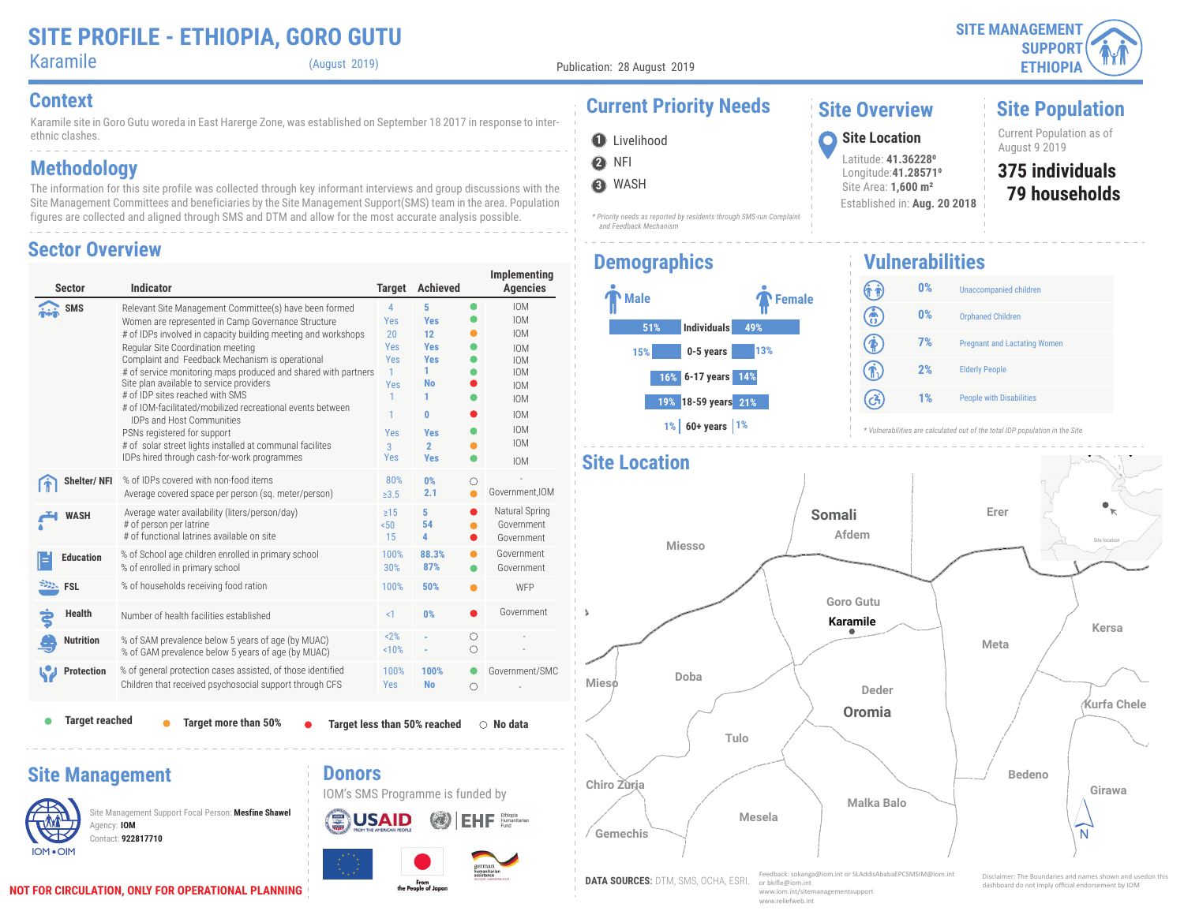# SITE PROFILE - ETHIOPIA, GORO GUTU

Karamile (August 2019)

Publication: 28 August 2019

SITE MANAGEMENT SUPPORT ETHIOPIA

## Context

Karamile site in Goro Gutu woreda in East Hererge Zone, was established on September 18 2017 in response to inter-ethnic clashes.

## Methodology

The information for this site profile was collected through key informant interviews and group discussions with the Site Management Committees and beneficiaries by the Site Management Support(SMS) team in the area. Population figures are collected and aligned through SMS and DTM and allow for the most accurate analysis possible.

## Sector Overview

| Sector | Indicator | Target | Achieved | Status | Implementing Agencies |
|---|---|---|---|---|---|
| SMS | Relevant Site Management Committee(s) have been formed | 4 | 5 | Target reached | IOM |
| | Women are represented in Camp Governance Structure | Yes | Yes | Target reached | IOM |
| | # of IDPs involved in capacity building meeting and workshops | 20 | 12 | Target more than 50% | IOM |
| | Regular Site Coordination meeting | Yes | Yes | Target reached | IOM |
| | Complaint and Feedback Mechanism is operational | Yes | Yes | Target reached | IOM |
| | # of service monitoring maps produced and shared with partners | 1 | 1 | Target reached | IOM |
| | Site plan available to service providers | Yes | No | Target less than 50% reached | IOM |
| | # of IDP sites reached with SMS | 1 | 1 | Target reached | IOM |
| | # of IOM-facilitated/mobilized recreational events between IDPs and Host Communities | 1 | 0 | Target less than 50% reached | IOM |
| | PSNs registered for support | Yes | Yes | Target reached | IOM |
| | # of solar street lights installed at communal facilites | 3 | 2 | Target reached | IOM |
| | IDPs hired through cash-for-work programmes | Yes | Yes | Target reached | IOM |
| Shelter/ NFI | % of IDPs covered with non-food items | 80% | 0% | No data | - |
| | Average covered space per person (sq. meter/person) | ≥3.5 | 2.1 | Target more than 50% | Government,IOM |
| WASH | Average water availability (liters/person/day) | ≥15 | 5 | Target less than 50% reached | Natural Spring |
| | # of person per latrine | <50 | 54 | Target more than 50% | Government |
| | # of functional latrines available on site | 15 | 4 | Target less than 50% reached | Government |
| Education | % of School age children enrolled in primary school | 100% | 88.3% | Target more than 50% | Government |
| | % of enrolled in primary school | 30% | 87% | Target reached | Government |
| FSL | % of households receiving food ration | 100% | 50% | Target more than 50% | WFP |
| Health | Number of health facilities established | <1 | 0% | Target less than 50% reached | Government |
| Nutrition | % of SAM prevalence below 5 years of age (by MUAC) | <2% | - | No data | - |
| | % of GAM prevalence below 5 years of age (by MUAC) | <10% | - | No data | - |
| Protection | % of general protection cases assisted, of those identified | 100% | 100% | Target reached | Government/SMC |
| | Children that received psychosocial support through CFS | Yes | No | No data | - |

● Target reached ● Target more than 50% ● Target less than 50% reached ○ No data

## Current Priority Needs

1. Livelihood
2. NFI
3. WASH

*\* Priority needs as reported by residents through SMS-run Complaint and Feedback Mechanism*

## Site Overview

**Site Location**

Latitude: **41.36228⁰**
Longitude: **41.28571⁰**
Site Area: **1,600 m²**
Established in: **Aug. 20 2018**

## Site Population

Current Population as of August 9 2019

**375 individuals**
**79 households**

## Demographics

| Male | Age group | Female |
|---|---|---|
| 51% | Individuals | 49% |
| 15% | 0-5 years | 13% |
| 16% | 6-17 years | 14% |
| 19% | 18-59 years | 21% |
| 1% | 60+ years | 1% |

## Vulnerabilities

| % | Vulnerability |
|---|---|
| 0% | Unaccompanied children |
| 0% | Orphaned Children |
| 7% | Pregnant and Lactating Women |
| 2% | Elderly People |
| 1% | People with Disabilities |

*\* Vulnerabilities are calculated out of the total IDP population in the Site*

## Site Location

Somali, Afdem, Miesso, Erer, Goro Gutu, Karamile, Meta, Kersa, Mieso, Doba, Deder, Oromia, Kurfa Chele, Tulo, Chiro Zuria, Bedeno, Girawa, Malka Balo, Mesela, Gemechis

Site location

## Site Management

Site Management Support Focal Person: **Mesfine Shawel**
Agency: **IOM**
Contact: **922817710**

IOM • OIM

## Donors

IOM's SMS Programme is funded by

USAID FROM THE AMERICAN PEOPLE; EHF Ethiopia Humanitarian Fund; From the People of Japan; german humanitarian assistance

**NOT FOR CIRCULATION, ONLY FOR OPERATIONAL PLANNING**

**DATA SOURCES:** DTM, SMS, OCHA, ESRI.

Feedback: sokanga@iom.int or SLAddisAbabaEPCSMSIM@iom.int or bkifle@iom.int
www.iom.int/sitemanagementsupport
www.reliefweb.int

Disclaimer: The Boundaries and names shown and usedon this dashboard do not imply official endorsement by IOM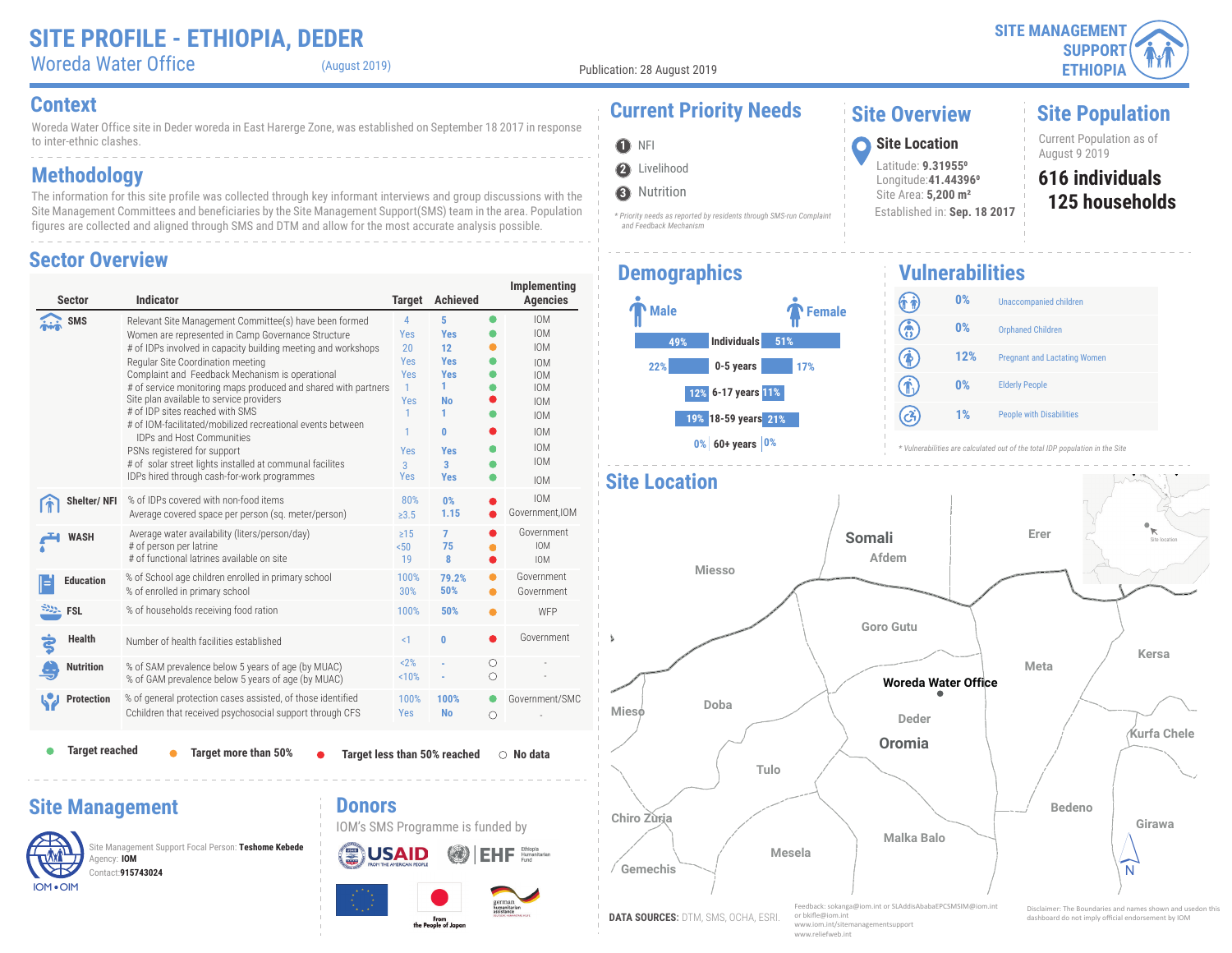# SITE PROFILE - ETHIOPIA, DEDER

Woreda Water Office (August 2019)

Publication: 28 August 2019

SITE MANAGEMENT SUPPORT ETHIOPIA

## Context

Woreda Water Office site in Deder woreda in East Harerge Zone, was established on September 18 2017 in response to inter-ethnic clashes.

## Methodology

The information for this site profile was collected through key informant interviews and group discussions with the Site Management Committees and beneficiaries by the Site Management Support(SMS) team in the area. Population figures are collected and aligned through SMS and DTM and allow for the most accurate analysis possible.

## Sector Overview

| Sector | Indicator | Target | Achieved | Status | Implementing Agencies |
|---|---|---|---|---|---|
| SMS | Relevant Site Management Committee(s) have been formed | 4 | 5 | Target reached | IOM |
| | Women are represented in Camp Governance Structure | Yes | Yes | Target reached | IOM |
| | # of IDPs involved in capacity building meeting and workshops | 20 | 12 | Target more than 50% | IOM |
| | Regular Site Coordination meeting | Yes | Yes | Target reached | IOM |
| | Complaint and Feedback Mechanism is operational | Yes | Yes | Target reached | IOM |
| | # of service monitoring maps produced and shared with partners | 1 | 1 | Target reached | IOM |
| | Site plan available to service providers | Yes | No | Target less than 50% reached | IOM |
| | # of IDP sites reached with SMS | 1 | 1 | Target reached | IOM |
| | # of IOM-facilitated/mobilized recreational events between IDPs and Host Communities | 1 | 0 | Target less than 50% reached | IOM |
| | PSNs registered for support | Yes | Yes | Target reached | IOM |
| | # of solar street lights installed at communal facilites | 3 | 3 | Target reached | IOM |
| | IDPs hired through cash-for-work programmes | Yes | Yes | Target reached | IOM |
| Shelter/ NFI | % of IDPs covered with non-food items | 80% | 0% | Target less than 50% reached | IOM |
| | Average covered space per person (sq. meter/person) | ≥3.5 | 1.15 | Target less than 50% reached | Government,IOM |
| WASH | Average water availability (liters/person/day) | ≥15 | 7 | Target less than 50% reached | Government |
| | # of person per latrine | <50 | 75 | Target more than 50% | IOM |
| | # of functional latrines available on site | 19 | 8 | Target less than 50% reached | IOM |
| Education | % of School age children enrolled in primary school | 100% | 79.2% | Target more than 50% | Government |
| | % of enrolled in primary school | 30% | 50% | Target more than 50% | Government |
| FSL | % of households receiving food ration | 100% | 50% | Target more than 50% | WFP |
| Health | Number of health facilities established | <1 | 0 | Target less than 50% reached | Government |
| Nutrition | % of SAM prevalence below 5 years of age (by MUAC) | <2% | - | No data | - |
| | % of GAM prevalence below 5 years of age (by MUAC) | <10% | - | No data | - |
| Protection | % of general protection cases assisted, of those identified | 100% | 100% | Target reached | Government/SMC |
| | Cchildren that received psychosocial support through CFS | Yes | No | No data | - |

Legend: Target reached · Target more than 50% · Target less than 50% reached · No data

## Current Priority Needs

1. NFI
2. Livelihood
3. Nutrition

*\* Priority needs as reported by residents through SMS-run Complaint and Feedback Mechanism*

## Site Overview

### Site Location

Latitude: **9.31955º**
Longitude: **41.44396º**
Site Area: **5,200 m²**
Established in: **Sep. 18 2017**

## Site Population

Current Population as of August 9 2019

**616 individuals**
**125 households**

## Demographics

| Male | Age group | Female |
|---|---|---|
| 49% | Individuals | 51% |
| 22% | 0-5 years | 17% |
| 12% | 6-17 years | 11% |
| 19% | 18-59 years | 21% |
| 0% | 60+ years | 0% |

## Vulnerabilities

| % | Category |
|---|---|
| 0% | Unaccompanied children |
| 0% | Orphaned Children |
| 12% | Pregnant and Lactating Women |
| 0% | Elderly People |
| 1% | People with Disabilities |

*\* Vulnerabilities are calculated out of the total IDP population in the Site*

## Site Location

Map labels: Somali, Afdem, Erer, Miesso, Goro Gutu, Meta, Kersa, Woreda Water Office, Mieso, Doba, Deder, Oromia, Kurfa Chele, Tulo, Chiro Zuria, Bedeno, Girawa, Malka Balo, Mesela, Gemechis, Site location, N

## Site Management

Site Management Support Focal Person: **Teshome Kebede**
Agency: **IOM**
Contact: **915743024**

## Donors

IOM's SMS Programme is funded by

USAID · EHF Ethiopia Humanitarian Fund · EU · From the People of Japan · german humanitarian assistance

**DATA SOURCES:** DTM, SMS, OCHA, ESRI.

Feedback: sokanga@iom.int or SLAddisAbabaEPCSMSIM@iom.int or bkiflie@iom.int
www.iom.int/sitemanagementsupport
www.reliefweb.int

Disclaimer: The Boundaries and names shown and usedon this dashboard do not imply official endorsement by IOM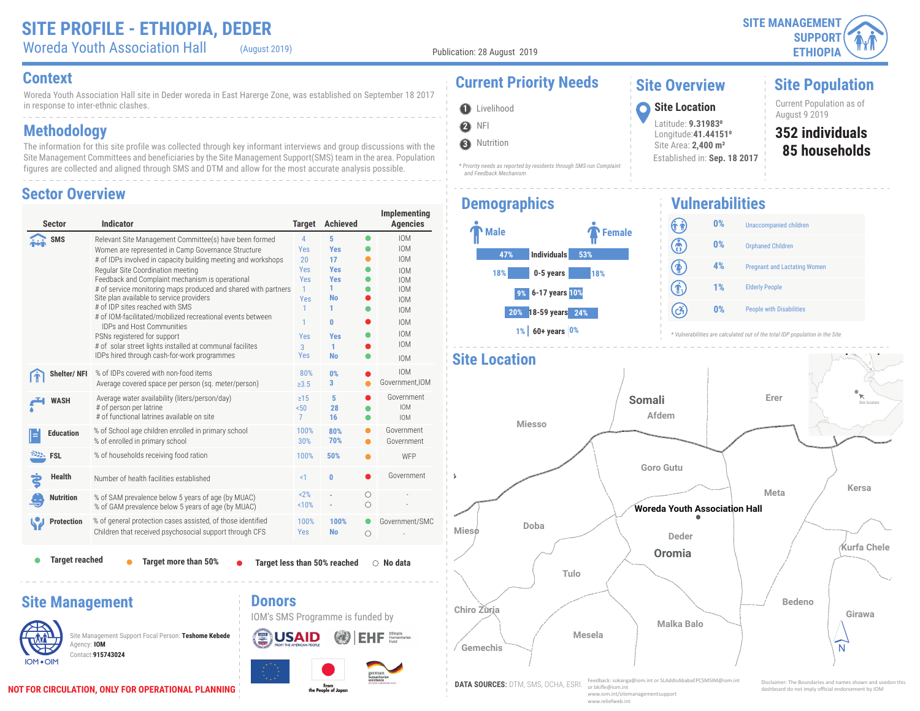# SITE PROFILE - ETHIOPIA, DEDER

Woreda Youth Association Hall (August 2019)

Publication: 28 August 2019

SITE MANAGEMENT SUPPORT ETHIOPIA

## Context

Woreda Youth Association Hall site in Deder woreda in East Harerge Zone, was established on September 18 2017 in response to inter-ethnic clashes.

## Methodology

The information for this site profile was collected through key informant interviews and group discussions with the Site Management Committees and beneficiaries by the Site Management Support(SMS) team in the area. Population figures are collected and aligned through SMS and DTM and allow for the most accurate analysis possible.

## Sector Overview

| Sector | Indicator | Target | Achieved | Status | Implementing Agencies |
|---|---|---|---|---|---|
| SMS | Relevant Site Management Committee(s) have been formed | 4 | 5 | Target reached | IOM |
| | Women are represented in Camp Governance Structure | Yes | Yes | Target reached | IOM |
| | # of IDPs involved in capacity building meeting and workshops | 20 | 17 | Target more than 50% | IOM |
| | Regular Site Coordination meeting | Yes | Yes | Target reached | IOM |
| | Feedback and Complaint mechanism is operational | Yes | Yes | Target reached | IOM |
| | # of service monitoring maps produced and shared with partners | 1 | 1 | Target reached | IOM |
| | Site plan available to service providers | Yes | No | Target less than 50% reached | IOM |
| | # of IDP sites reached with SMS | 1 | 1 | Target reached | IOM |
| | # of IOM-facilitated/mobilized recreational events between IDPs and Host Communities | 1 | 0 | Target less than 50% reached | IOM |
| | PSNs registered for support | Yes | Yes | Target reached | IOM |
| | # of solar street lights installed at communal facilites | 3 | 1 | Target less than 50% reached | IOM |
| | IDPs hired through cash-for-work programmes | Yes | No | Target reached | IOM |
| Shelter/ NFI | % of IDPs covered with non-food items | 80% | 0% | Target less than 50% reached | IOM |
| | Average covered space per person (sq. meter/person) | ≥3.5 | 3 | Target more than 50% | Government,IOM |
| WASH | Average water availability (liters/person/day) | ≥15 | 5 | Target less than 50% reached | Government |
| | # of person per latrine | <50 | 28 | Target reached | IOM |
| | # of functional latrines available on site | 7 | 16 | Target reached | IOM |
| Education | % of School age children enrolled in primary school | 100% | 80% | Target more than 50% | Government |
| | % of enrolled in primary school | 30% | 70% | Target more than 50% | Government |
| FSL | % of households receiving food ration | 100% | 50% | Target more than 50% | WFP |
| Health | Number of health facilities established | <1 | 0 | Target less than 50% reached | Government |
| Nutrition | % of SAM prevalence below 5 years of age (by MUAC) | <2% | - | No data | - |
| | % of GAM prevalence below 5 years of age (by MUAC) | <10% | - | No data | - |
| Protection | % of general protection cases assisted, of those identified | 100% | 100% | Target reached | Government/SMC |
| | Children that received psychosocial support through CFS | Yes | No | No data | - |

● Target reached ● Target more than 50% ● Target less than 50% reached ○ No data

## Current Priority Needs

1. Livelihood
2. NFI
3. Nutrition

*Priority needs as reported by residents through SMS-run Complaint and Feedback Mechanism*

## Site Overview

**Site Location**

Latitude: **9.31983º**
Longitude: **41.44151º**
Site Area: **2,400 m²**
Established in: **Sep. 18 2017**

## Site Population

Current Population as of August 9 2019

**352 individuals**
**85 households**

## Demographics

Male / Female

47% Individuals 53%
18% 0-5 years 18%
9% 6-17 years 10%
20% 18-59 years 24%
1% 60+ years 0%

## Vulnerabilities

| | |
|---|---|
| 0% | Unaccompanied children |
| 0% | Orphaned Children |
| 4% | Pregnant and Lactating Women |
| 1% | Elderly People |
| 0% | People with Disabilities |

*Vulnerabilities are calculated out of the total IDP population in the Site*

## Site Location

Somali, Afdem, Erer, Miesso, Goro Gutu, Meta, Kersa, Woreda Youth Association Hall, Mieso, Doba, Deder, Oromia, Kurfa Chele, Tulo, Chiro Zuria, Bedeno, Girawa, Malka Balo, Mesela, Gemechis, Site location, N

## Site Management

Site Management Support Focal Person: **Teshome Kebede**
Agency: **IOM**
Contact:**915743024**

IOM • OIM

## Donors

IOM's SMS Programme is funded by

USAID, EHF Ethiopia Humanitarian Fund, From the People of Japan, german humanitarian assistance

**NOT FOR CIRCULATION, ONLY FOR OPERATIONAL PLANNING**

**DATA SOURCES:** DTM, SMS, OCHA, ESRI.

Feedback: sokanga@iom.int or SLAddisAbabaEPCSMSIM@iom.int or bkifle@iom.int
www.iom.int/sitemanagementsupport
www.reliefweb.int

Disclaimer: The Boundaries and names shown and usedon this dashboard do not imply official endorsement by IOM